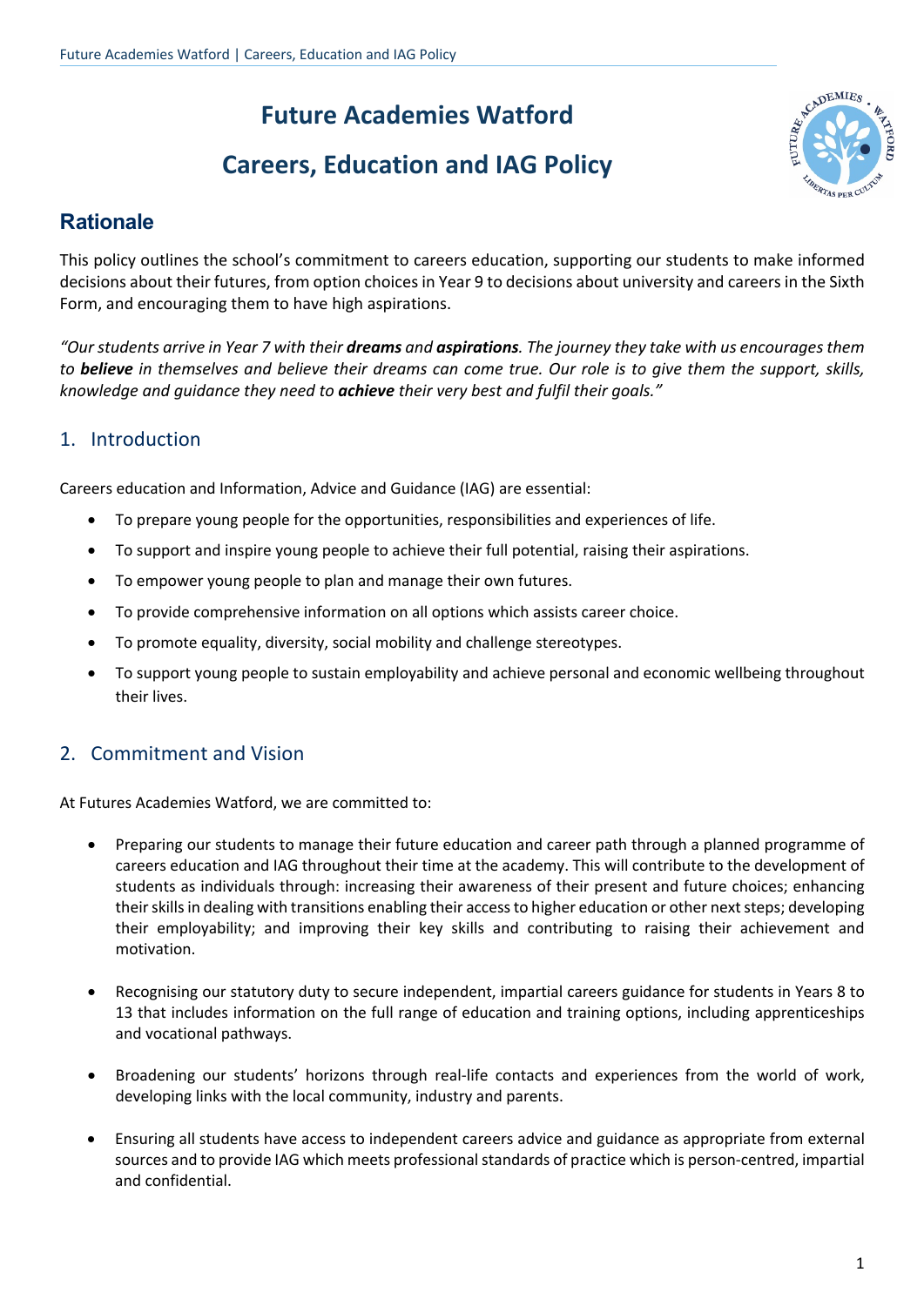# Future Academies Watford

# Careers, Education and IAG Policy

## Rationale

This policy outlines the school's commitment to careers education, supporting our students to make informed decisions about their futures, from option choices in Year 9 to decisions about university and careers in the Sixth Form, and encouraging them to have high aspirations.

*"Our students arrive in Year 7 with their **dreams** and **aspirations**. The journey they take with us encourages them to **believe** in themselves and believe their dreams can come true. Our role is to give them the support, skills, knowledge and guidance they need to **achieve** their very best and fulfil their goals."*

## 1. Introduction

Careers education and Information, Advice and Guidance (IAG) are essential:

- To prepare young people for the opportunities, responsibilities and experiences of life.
- To support and inspire young people to achieve their full potential, raising their aspirations.
- To empower young people to plan and manage their own futures.
- To provide comprehensive information on all options which assists career choice.
- To promote equality, diversity, social mobility and challenge stereotypes.
- To support young people to sustain employability and achieve personal and economic wellbeing throughout their lives.

## 2. Commitment and Vision

At Futures Academies Watford, we are committed to:

- Preparing our students to manage their future education and career path through a planned programme of careers education and IAG throughout their time at the academy. This will contribute to the development of students as individuals through: increasing their awareness of their present and future choices; enhancing their skills in dealing with transitions enabling their access to higher education or other next steps; developing their employability; and improving their key skills and contributing to raising their achievement and motivation.

- Recognising our statutory duty to secure independent, impartial careers guidance for students in Years 8 to 13 that includes information on the full range of education and training options, including apprenticeships and vocational pathways.

- Broadening our students' horizons through real-life contacts and experiences from the world of work, developing links with the local community, industry and parents.

- Ensuring all students have access to independent careers advice and guidance as appropriate from external sources and to provide IAG which meets professional standards of practice which is person-centred, impartial and confidential.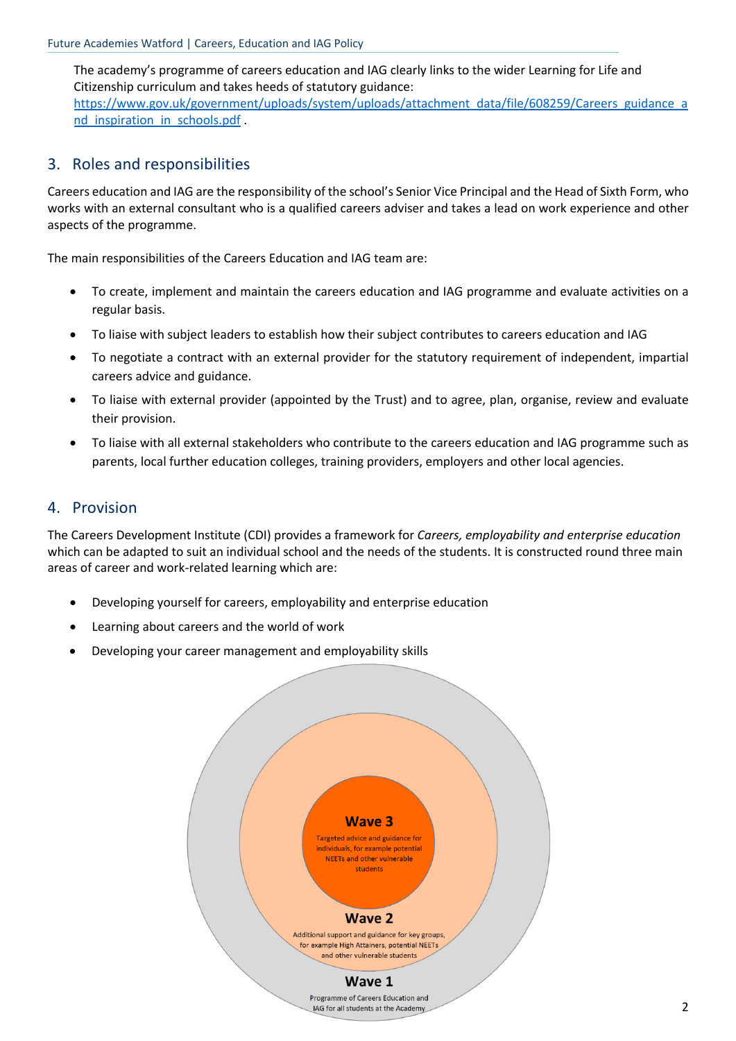The academy's programme of careers education and IAG clearly links to the wider Learning for Life and Citizenship curriculum and takes heeds of statutory guidance: [https://www.gov.uk/government/uploads/system/uploads/attachment_data/file/608259/Careers_guidance_and_inspiration_in_schools.pdf](https://www.gov.uk/government/uploads/system/uploads/attachment_data/file/608259/Careers_guidance_and_inspiration_in_schools.pdf) .

## 3. Roles and responsibilities

Careers education and IAG are the responsibility of the school's Senior Vice Principal and the Head of Sixth Form, who works with an external consultant who is a qualified careers adviser and takes a lead on work experience and other aspects of the programme.

The main responsibilities of the Careers Education and IAG team are:

- To create, implement and maintain the careers education and IAG programme and evaluate activities on a regular basis.
- To liaise with subject leaders to establish how their subject contributes to careers education and IAG
- To negotiate a contract with an external provider for the statutory requirement of independent, impartial careers advice and guidance.
- To liaise with external provider (appointed by the Trust) and to agree, plan, organise, review and evaluate their provision.
- To liaise with all external stakeholders who contribute to the careers education and IAG programme such as parents, local further education colleges, training providers, employers and other local agencies.

## 4. Provision

The Careers Development Institute (CDI) provides a framework for *Careers, employability and enterprise education* which can be adapted to suit an individual school and the needs of the students. It is constructed round three main areas of career and work-related learning which are:

- Developing yourself for careers, employability and enterprise education
- Learning about careers and the world of work
- Developing your career management and employability skills

**Wave 3**

Targeted advice and guidance for individuals, for example potential NEETs and other vulnerable students

**Wave 2**

Additional support and guidance for key groups, for example High Attainers, potential NEETs and other vulnerable students

**Wave 1**

Programme of Careers Education and IAG for all students at the Academy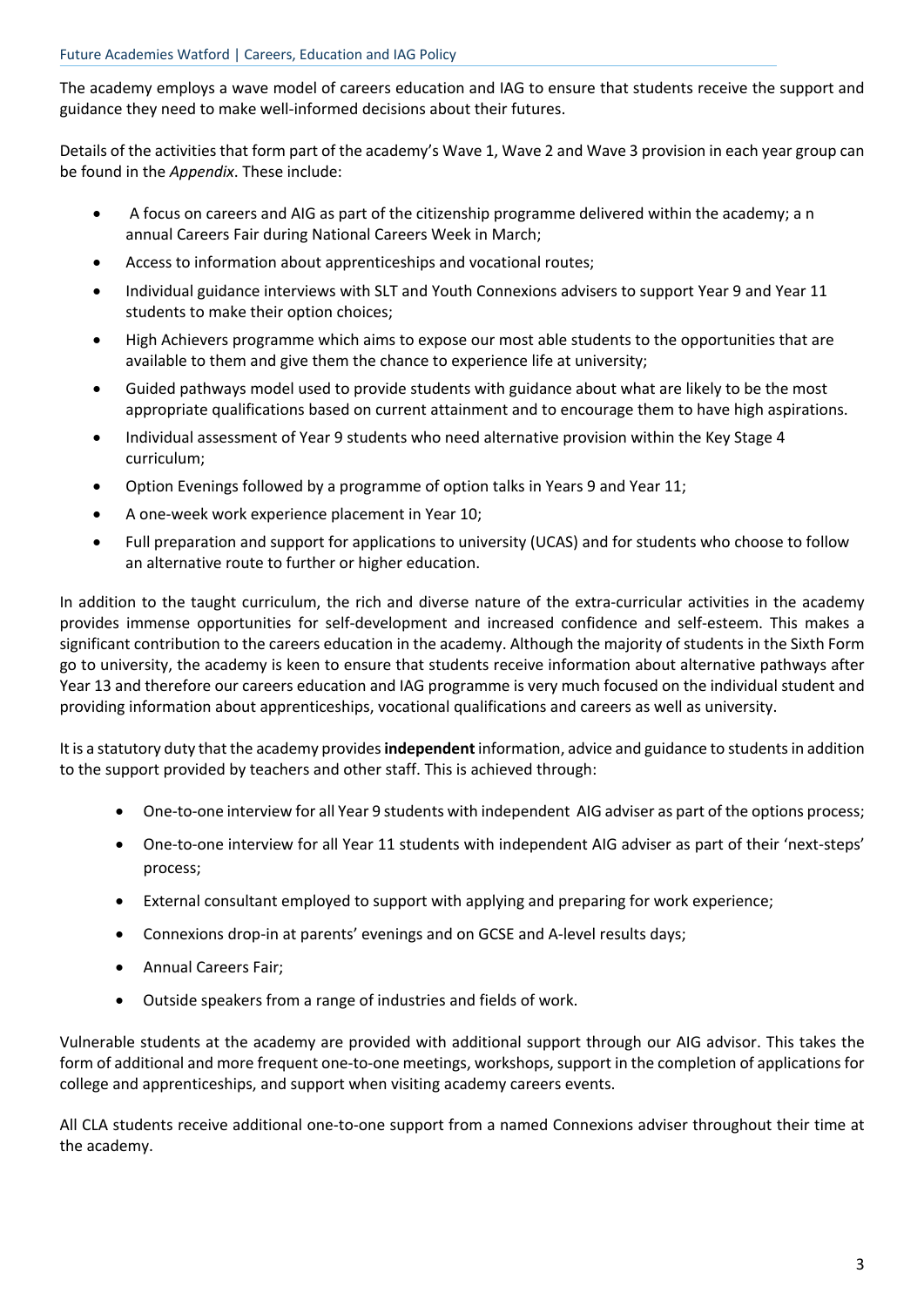The academy employs a wave model of careers education and IAG to ensure that students receive the support and guidance they need to make well-informed decisions about their futures.

Details of the activities that form part of the academy's Wave 1, Wave 2 and Wave 3 provision in each year group can be found in the *Appendix*. These include:

- A focus on careers and AIG as part of the citizenship programme delivered within the academy; a n annual Careers Fair during National Careers Week in March;
- Access to information about apprenticeships and vocational routes;
- Individual guidance interviews with SLT and Youth Connexions advisers to support Year 9 and Year 11 students to make their option choices;
- High Achievers programme which aims to expose our most able students to the opportunities that are available to them and give them the chance to experience life at university;
- Guided pathways model used to provide students with guidance about what are likely to be the most appropriate qualifications based on current attainment and to encourage them to have high aspirations.
- Individual assessment of Year 9 students who need alternative provision within the Key Stage 4 curriculum;
- Option Evenings followed by a programme of option talks in Years 9 and Year 11;
- A one-week work experience placement in Year 10;
- Full preparation and support for applications to university (UCAS) and for students who choose to follow an alternative route to further or higher education.

In addition to the taught curriculum, the rich and diverse nature of the extra-curricular activities in the academy provides immense opportunities for self-development and increased confidence and self-esteem. This makes a significant contribution to the careers education in the academy. Although the majority of students in the Sixth Form go to university, the academy is keen to ensure that students receive information about alternative pathways after Year 13 and therefore our careers education and IAG programme is very much focused on the individual student and providing information about apprenticeships, vocational qualifications and careers as well as university.

It is a statutory duty that the academy provides **independent** information, advice and guidance to students in addition to the support provided by teachers and other staff. This is achieved through:

- One-to-one interview for all Year 9 students with independent AIG adviser as part of the options process;
- One-to-one interview for all Year 11 students with independent AIG adviser as part of their 'next-steps' process;
- External consultant employed to support with applying and preparing for work experience;
- Connexions drop-in at parents' evenings and on GCSE and A-level results days;
- Annual Careers Fair;
- Outside speakers from a range of industries and fields of work.

Vulnerable students at the academy are provided with additional support through our AIG advisor. This takes the form of additional and more frequent one-to-one meetings, workshops, support in the completion of applications for college and apprenticeships, and support when visiting academy careers events.

All CLA students receive additional one-to-one support from a named Connexions adviser throughout their time at the academy.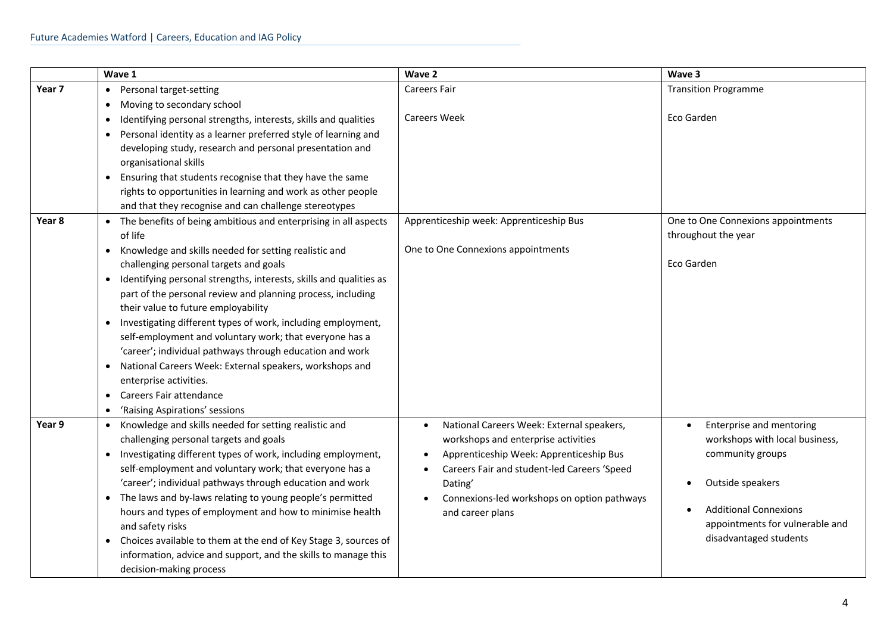| | Wave 1 | Wave 2 | Wave 3 |
|---|---|---|---|
| Year 7 | • Personal target-setting<br>• Moving to secondary school<br>• Identifying personal strengths, interests, skills and qualities<br>• Personal identity as a learner preferred style of learning and developing study, research and personal presentation and organisational skills<br>• Ensuring that students recognise that they have the same rights to opportunities in learning and work as other people and that they recognise and can challenge stereotypes | Careers Fair<br><br>Careers Week | Transition Programme<br><br>Eco Garden |
| Year 8 | • The benefits of being ambitious and enterprising in all aspects of life<br>• Knowledge and skills needed for setting realistic and challenging personal targets and goals<br>• Identifying personal strengths, interests, skills and qualities as part of the personal review and planning process, including their value to future employability<br>• Investigating different types of work, including employment, self-employment and voluntary work; that everyone has a 'career'; individual pathways through education and work<br>• National Careers Week: External speakers, workshops and enterprise activities.<br>• Careers Fair attendance<br>• 'Raising Aspirations' sessions | Apprenticeship week: Apprenticeship Bus<br><br>One to One Connexions appointments | One to One Connexions appointments throughout the year<br><br>Eco Garden |
| Year 9 | • Knowledge and skills needed for setting realistic and challenging personal targets and goals<br>• Investigating different types of work, including employment, self-employment and voluntary work; that everyone has a 'career'; individual pathways through education and work<br>• The laws and by-laws relating to young people's permitted hours and types of employment and how to minimise health and safety risks<br>• Choices available to them at the end of Key Stage 3, sources of information, advice and support, and the skills to manage this decision-making process | • National Careers Week: External speakers, workshops and enterprise activities<br>• Apprenticeship Week: Apprenticeship Bus<br>• Careers Fair and student-led Careers 'Speed Dating'<br>• Connexions-led workshops on option pathways and career plans | • Enterprise and mentoring workshops with local business, community groups<br>• Outside speakers<br>• Additional Connexions appointments for vulnerable and disadvantaged students |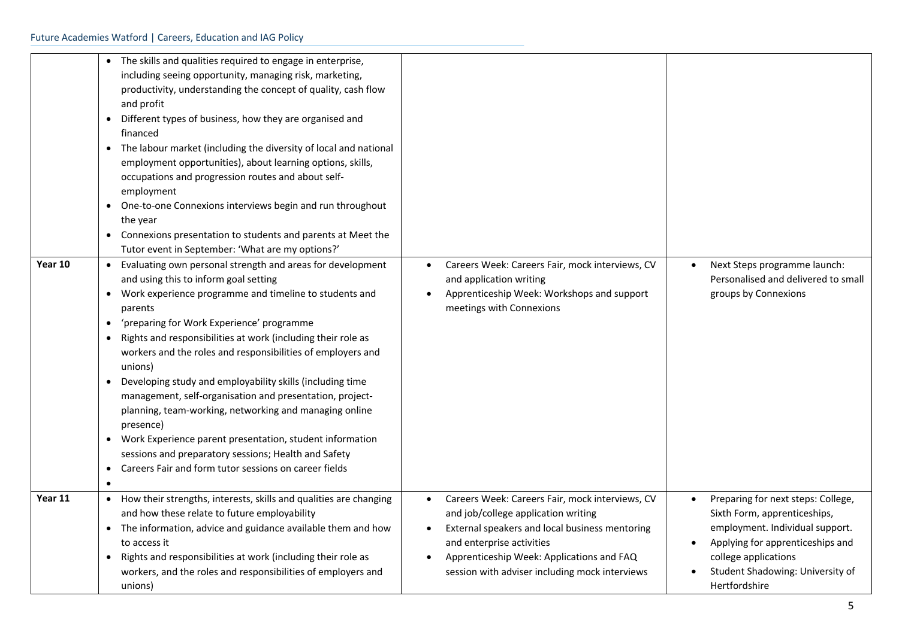| | | | |
|---|---|---|---|
| | • The skills and qualities required to engage in enterprise, including seeing opportunity, managing risk, marketing, productivity, understanding the concept of quality, cash flow and profit<br>• Different types of business, how they are organised and financed<br>• The labour market (including the diversity of local and national employment opportunities), about learning options, skills, occupations and progression routes and about self-employment<br>• One-to-one Connexions interviews begin and run throughout the year<br>• Connexions presentation to students and parents at Meet the Tutor event in September: 'What are my options?' | | |
| **Year 10** | • Evaluating own personal strength and areas for development and using this to inform goal setting<br>• Work experience programme and timeline to students and parents<br>• 'preparing for Work Experience' programme<br>• Rights and responsibilities at work (including their role as workers and the roles and responsibilities of employers and unions)<br>• Developing study and employability skills (including time management, self-organisation and presentation, project-planning, team-working, networking and managing online presence)<br>• Work Experience parent presentation, student information sessions and preparatory sessions; Health and Safety<br>• Careers Fair and form tutor sessions on career fields<br>• | • Careers Week: Careers Fair, mock interviews, CV and application writing<br>• Apprenticeship Week: Workshops and support meetings with Connexions | • Next Steps programme launch: Personalised and delivered to small groups by Connexions |
| **Year 11** | • How their strengths, interests, skills and qualities are changing and how these relate to future employability<br>• The information, advice and guidance available them and how to access it<br>• Rights and responsibilities at work (including their role as workers, and the roles and responsibilities of employers and unions) | • Careers Week: Careers Fair, mock interviews, CV and job/college application writing<br>• External speakers and local business mentoring and enterprise activities<br>• Apprenticeship Week: Applications and FAQ session with adviser including mock interviews | • Preparing for next steps: College, Sixth Form, apprenticeships, employment. Individual support.<br>• Applying for apprenticeships and college applications<br>• Student Shadowing: University of Hertfordshire |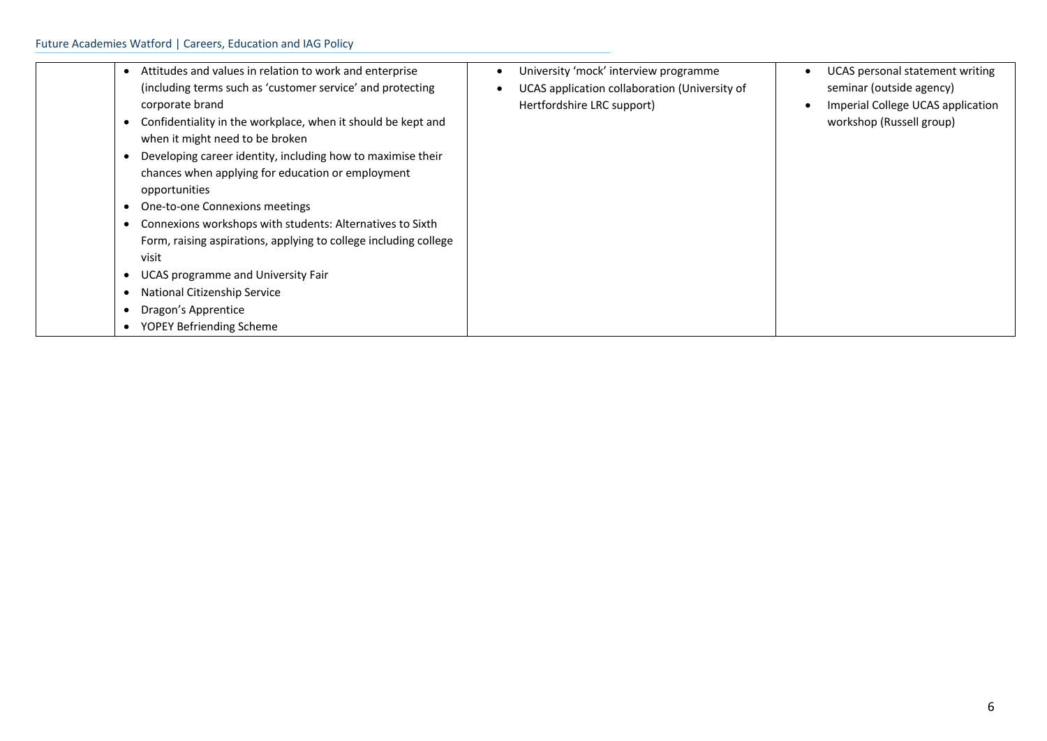| | | | |
|---|---|---|---|
| | • Attitudes and values in relation to work and enterprise (including terms such as 'customer service' and protecting corporate brand<br>• Confidentiality in the workplace, when it should be kept and when it might need to be broken<br>• Developing career identity, including how to maximise their chances when applying for education or employment opportunities<br>• One-to-one Connexions meetings<br>• Connexions workshops with students: Alternatives to Sixth Form, raising aspirations, applying to college including college visit<br>• UCAS programme and University Fair<br>• National Citizenship Service<br>• Dragon's Apprentice<br>• YOPEY Befriending Scheme | • University 'mock' interview programme<br>• UCAS application collaboration (University of Hertfordshire LRC support) | • UCAS personal statement writing seminar (outside agency)<br>• Imperial College UCAS application workshop (Russell group) |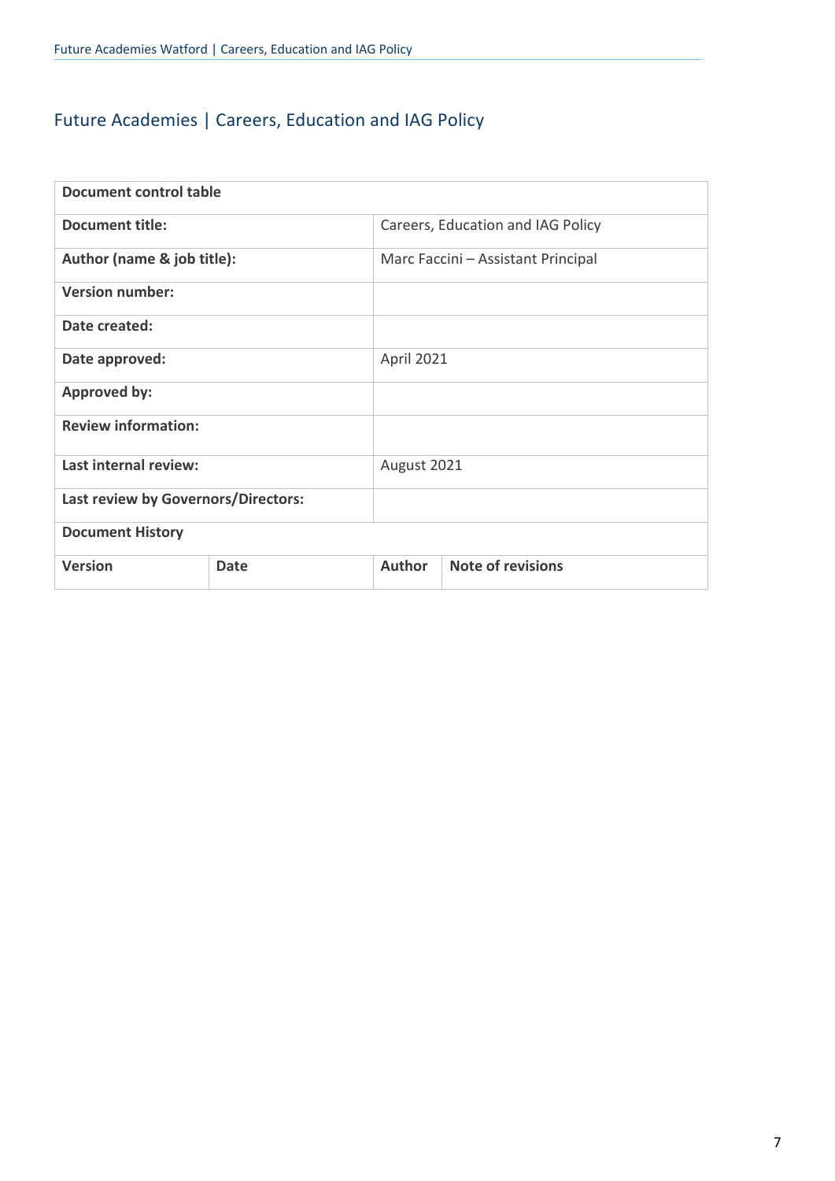## Future Academies | Careers, Education and IAG Policy

| | | | |
|---|---|---|---|
| **Document control table** | | | |
| **Document title:** | | Careers, Education and IAG Policy | |
| **Author (name & job title):** | | Marc Faccini – Assistant Principal | |
| **Version number:** | | | |
| **Date created:** | | | |
| **Date approved:** | | April 2021 | |
| **Approved by:** | | | |
| **Review information:** | | | |
| **Last internal review:** | | August 2021 | |
| **Last review by Governors/Directors:** | | | |
| **Document History** | | | |
| **Version** | **Date** | **Author** | **Note of revisions** |